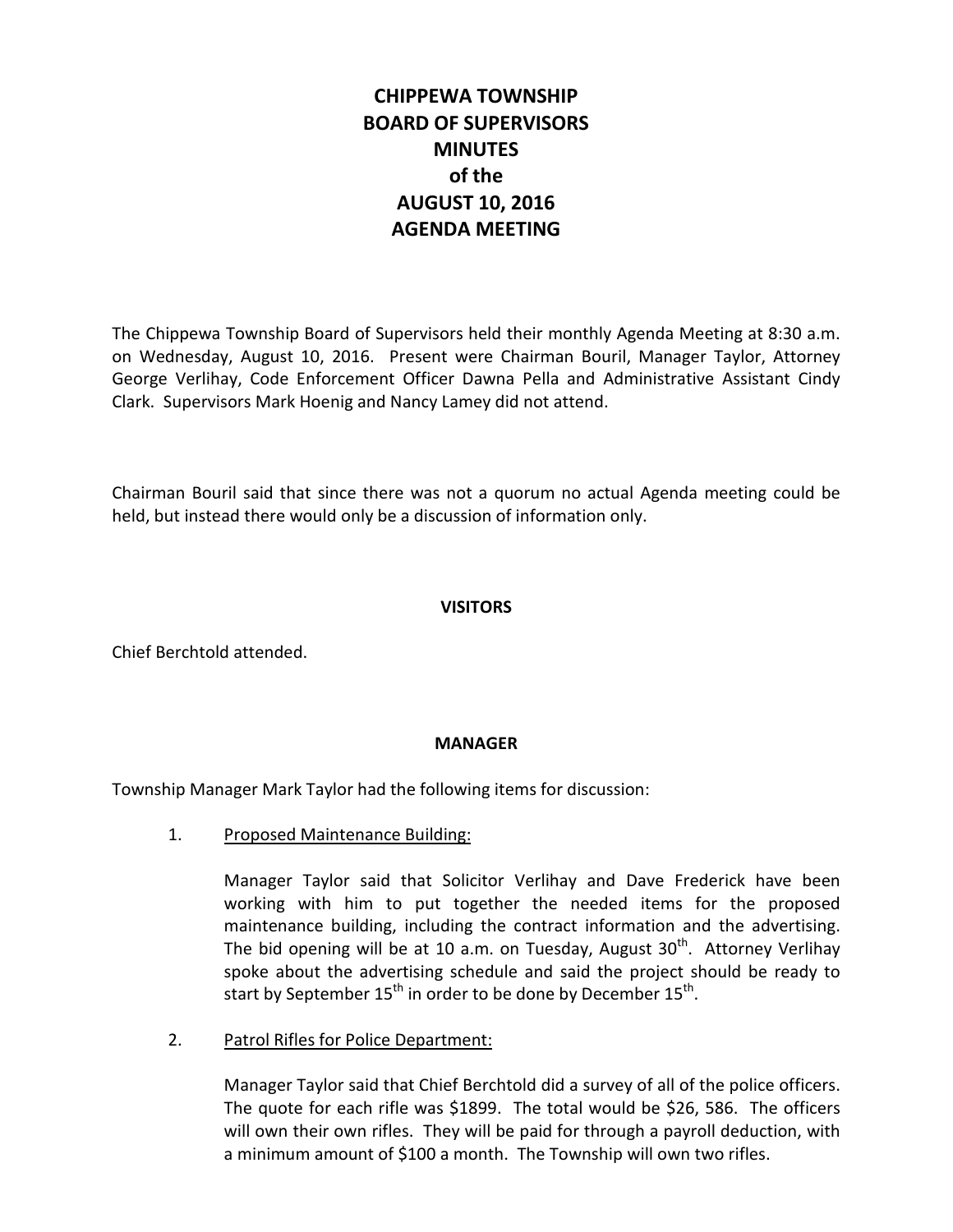# CHIPPEWA TOWNSHIP BOARD OF SUPERVISORS MINUTES of the AUGUST 10, 2016 AGENDA MEETING

The Chippewa Township Board of Supervisors held their monthly Agenda Meeting at 8:30 a.m. on Wednesday, August 10, 2016. Present were Chairman Bouril, Manager Taylor, Attorney George Verlihay, Code Enforcement Officer Dawna Pella and Administrative Assistant Cindy Clark. Supervisors Mark Hoenig and Nancy Lamey did not attend.

Chairman Bouril said that since there was not a quorum no actual Agenda meeting could be held, but instead there would only be a discussion of information only.

## VISITORS

Chief Berchtold attended.

## MANAGER

Township Manager Mark Taylor had the following items for discussion:

1. Proposed Maintenance Building:

   Manager Taylor said that Solicitor Verlihay and Dave Frederick have been working with him to put together the needed items for the proposed maintenance building, including the contract information and the advertising. The bid opening will be at 10 a.m. on Tuesday, August 30th. Attorney Verlihay spoke about the advertising schedule and said the project should be ready to start by September 15th in order to be done by December 15th.

2. Patrol Rifles for Police Department:

   Manager Taylor said that Chief Berchtold did a survey of all of the police officers. The quote for each rifle was $1899. The total would be $26, 586. The officers will own their own rifles. They will be paid for through a payroll deduction, with a minimum amount of $100 a month. The Township will own two rifles.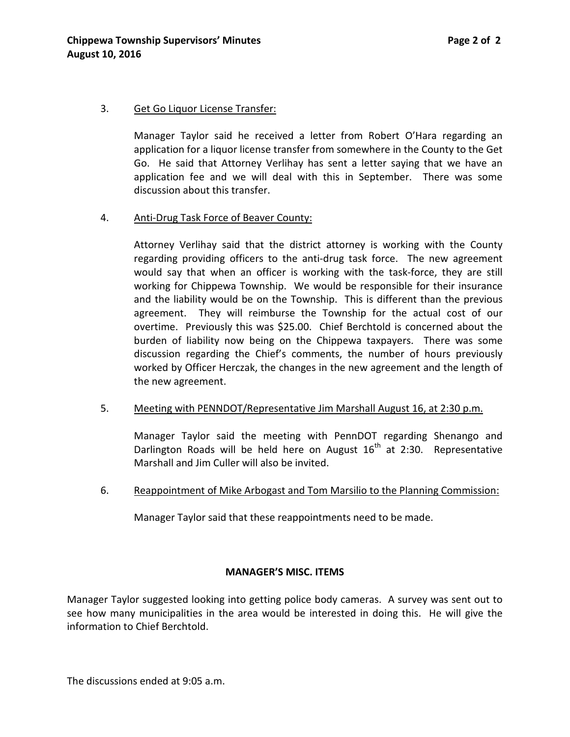3. Get Go Liquor License Transfer:

   Manager Taylor said he received a letter from Robert O'Hara regarding an application for a liquor license transfer from somewhere in the County to the Get Go. He said that Attorney Verlihay has sent a letter saying that we have an application fee and we will deal with this in September. There was some discussion about this transfer.

4. Anti-Drug Task Force of Beaver County:

   Attorney Verlihay said that the district attorney is working with the County regarding providing officers to the anti-drug task force. The new agreement would say that when an officer is working with the task-force, they are still working for Chippewa Township. We would be responsible for their insurance and the liability would be on the Township. This is different than the previous agreement. They will reimburse the Township for the actual cost of our overtime. Previously this was $25.00. Chief Berchtold is concerned about the burden of liability now being on the Chippewa taxpayers. There was some discussion regarding the Chief's comments, the number of hours previously worked by Officer Herczak, the changes in the new agreement and the length of the new agreement.

5. Meeting with PENNDOT/Representative Jim Marshall August 16, at 2:30 p.m.

   Manager Taylor said the meeting with PennDOT regarding Shenango and Darlington Roads will be held here on August 16th at 2:30. Representative Marshall and Jim Culler will also be invited.

6. Reappointment of Mike Arbogast and Tom Marsilio to the Planning Commission:

   Manager Taylor said that these reappointments need to be made.

## MANAGER'S MISC. ITEMS

Manager Taylor suggested looking into getting police body cameras. A survey was sent out to see how many municipalities in the area would be interested in doing this. He will give the information to Chief Berchtold.

The discussions ended at 9:05 a.m.